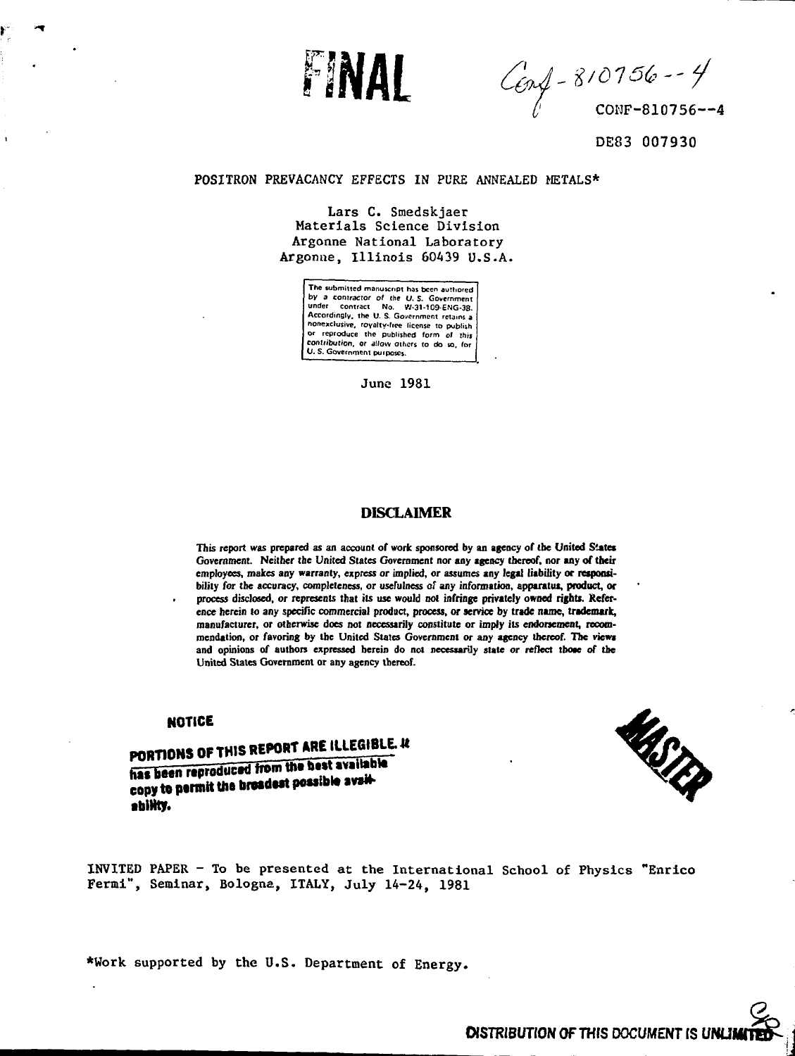FINAL

Conf-810756--4

CONF-810756--4

DE83 007930

# POSITRON PREVACANCY EFFECTS IN PURE ANNEALED METALS*

Lars C. Smedskjaer
Materials Science Division
Argonne National Laboratory
Argonne, Illinois 60439 U.S.A.

The submitted manuscript has been authored by a contractor of the U. S. Government under contract No. W-31-109-ENG-38. Accordingly, the U. S. Government retains a nonexclusive, royalty-free license to publish or reproduce the published form of this contribution, or allow others to do so, for U. S. Government purposes.

June 1981

## DISCLAIMER

This report was prepared as an account of work sponsored by an agency of the United States Government. Neither the United States Government nor any agency thereof, nor any of their employees, makes any warranty, express or implied, or assumes any legal liability or responsibility for the accuracy, completeness, or usefulness of any information, apparatus, product, or process disclosed, or represents that its use would not infringe privately owned rights. Reference herein to any specific commercial product, process, or service by trade name, trademark, manufacturer, or otherwise does not necessarily constitute or imply its endorsement, recommendation, or favoring by the United States Government or any agency thereof. The views and opinions of authors expressed herein do not necessarily state or reflect those of the United States Government or any agency thereof.

**NOTICE**

**PORTIONS OF THIS REPORT ARE ILLEGIBLE. It has been reproduced from the best available copy to permit the broadest possible availability.**

MASTER

INVITED PAPER - To be presented at the International School of Physics "Enrico Fermi", Seminar, Bologna, ITALY, July 14-24, 1981

*Work supported by the U.S. Department of Energy.

**DISTRIBUTION OF THIS DOCUMENT IS UNLIMITED**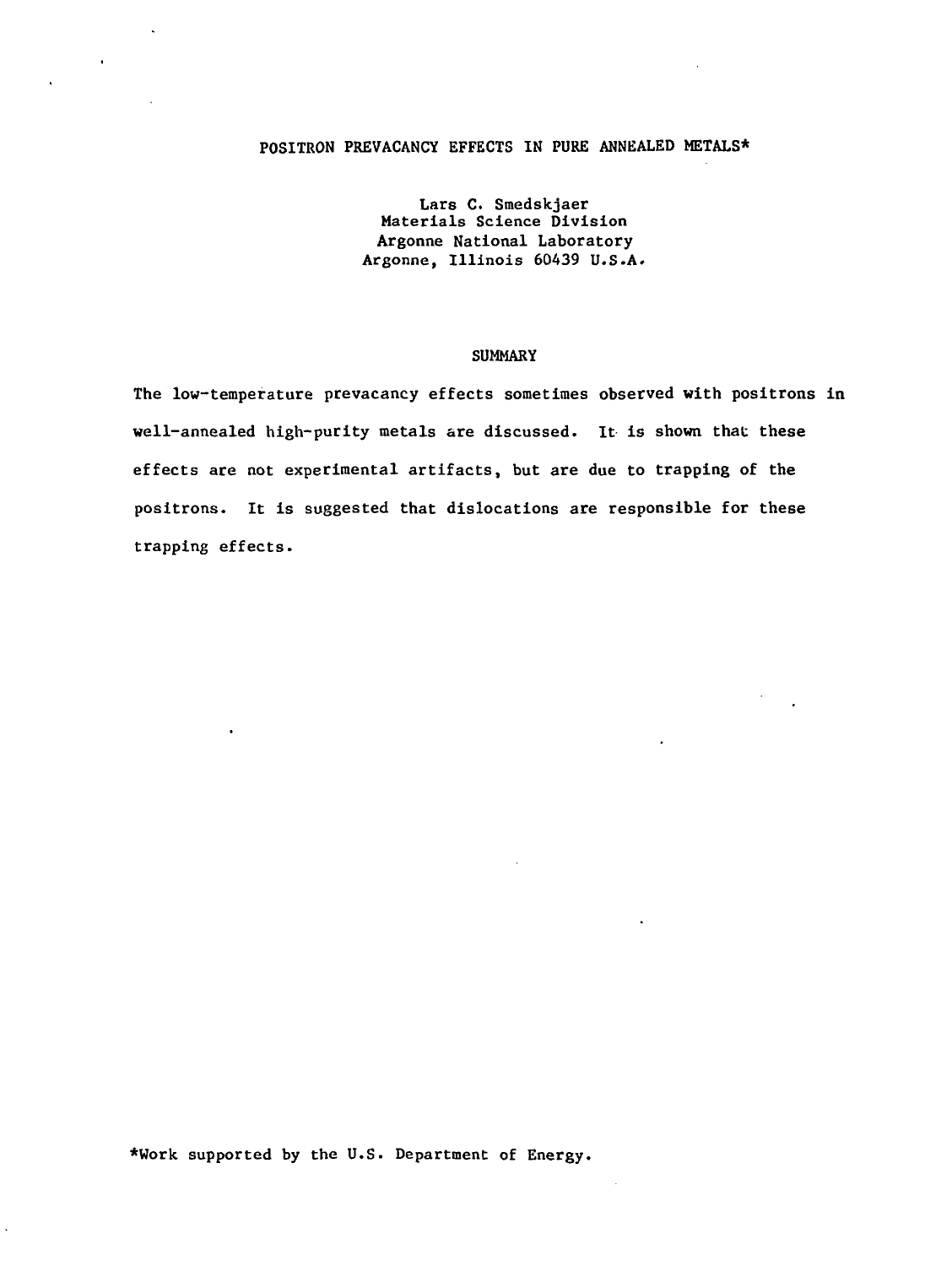# POSITRON PREVACANCY EFFECTS IN PURE ANNEALED METALS*

Lars C. Smedskjaer
Materials Science Division
Argonne National Laboratory
Argonne, Illinois 60439 U.S.A.

## SUMMARY

The low-temperature prevacancy effects sometimes observed with positrons in well-annealed high-purity metals are discussed. It is shown that these effects are not experimental artifacts, but are due to trapping of the positrons. It is suggested that dislocations are responsible for these trapping effects.

*Work supported by the U.S. Department of Energy.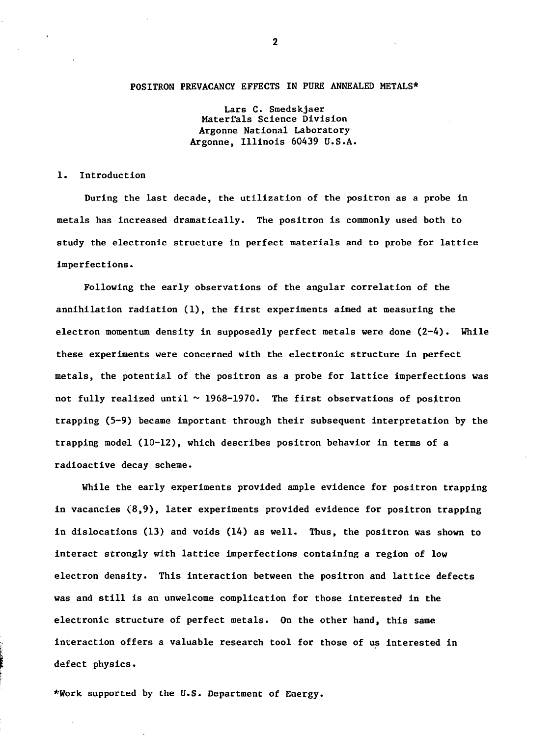# POSITRON PREVACANCY EFFECTS IN PURE ANNEALED METALS*

Lars C. Smedskjaer
Materials Science Division
Argonne National Laboratory
Argonne, Illinois 60439 U.S.A.

## 1. Introduction

During the last decade, the utilization of the positron as a probe in metals has increased dramatically. The positron is commonly used both to study the electronic structure in perfect materials and to probe for lattice imperfections.

Following the early observations of the angular correlation of the annihilation radiation (1), the first experiments aimed at measuring the electron momentum density in supposedly perfect metals were done (2-4). While these experiments were concerned with the electronic structure in perfect metals, the potential of the positron as a probe for lattice imperfections was not fully realized until ~ 1968-1970. The first observations of positron trapping (5-9) became important through their subsequent interpretation by the trapping model (10-12), which describes positron behavior in terms of a radioactive decay scheme.

While the early experiments provided ample evidence for positron trapping in vacancies (8,9), later experiments provided evidence for positron trapping in dislocations (13) and voids (14) as well. Thus, the positron was shown to interact strongly with lattice imperfections containing a region of low electron density. This interaction between the positron and lattice defects was and still is an unwelcome complication for those interested in the electronic structure of perfect metals. On the other hand, this same interaction offers a valuable research tool for those of us interested in defect physics.

*Work supported by the U.S. Department of Energy.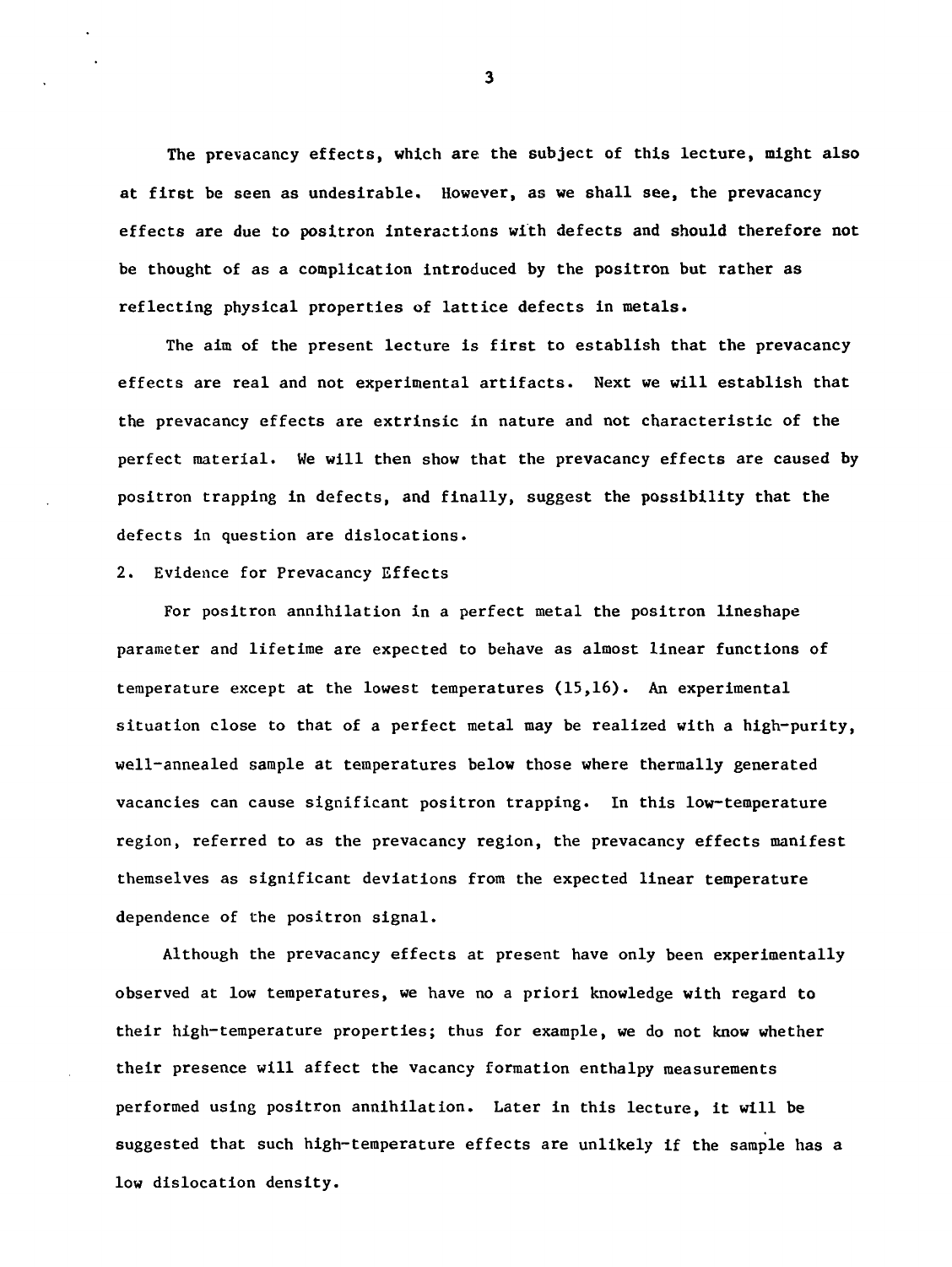The prevacancy effects, which are the subject of this lecture, might also at first be seen as undesirable. However, as we shall see, the prevacancy effects are due to positron interactions with defects and should therefore not be thought of as a complication introduced by the positron but rather as reflecting physical properties of lattice defects in metals.

The aim of the present lecture is first to establish that the prevacancy effects are real and not experimental artifacts. Next we will establish that the prevacancy effects are extrinsic in nature and not characteristic of the perfect material. We will then show that the prevacancy effects are caused by positron trapping in defects, and finally, suggest the possibility that the defects in question are dislocations.

## 2. Evidence for Prevacancy Effects

For positron annihilation in a perfect metal the positron lineshape parameter and lifetime are expected to behave as almost linear functions of temperature except at the lowest temperatures (15,16). An experimental situation close to that of a perfect metal may be realized with a high-purity, well-annealed sample at temperatures below those where thermally generated vacancies can cause significant positron trapping. In this low-temperature region, referred to as the prevacancy region, the prevacancy effects manifest themselves as significant deviations from the expected linear temperature dependence of the positron signal.

Although the prevacancy effects at present have only been experimentally observed at low temperatures, we have no a priori knowledge with regard to their high-temperature properties; thus for example, we do not know whether their presence will affect the vacancy formation enthalpy measurements performed using positron annihilation. Later in this lecture, it will be suggested that such high-temperature effects are unlikely if the sample has a low dislocation density.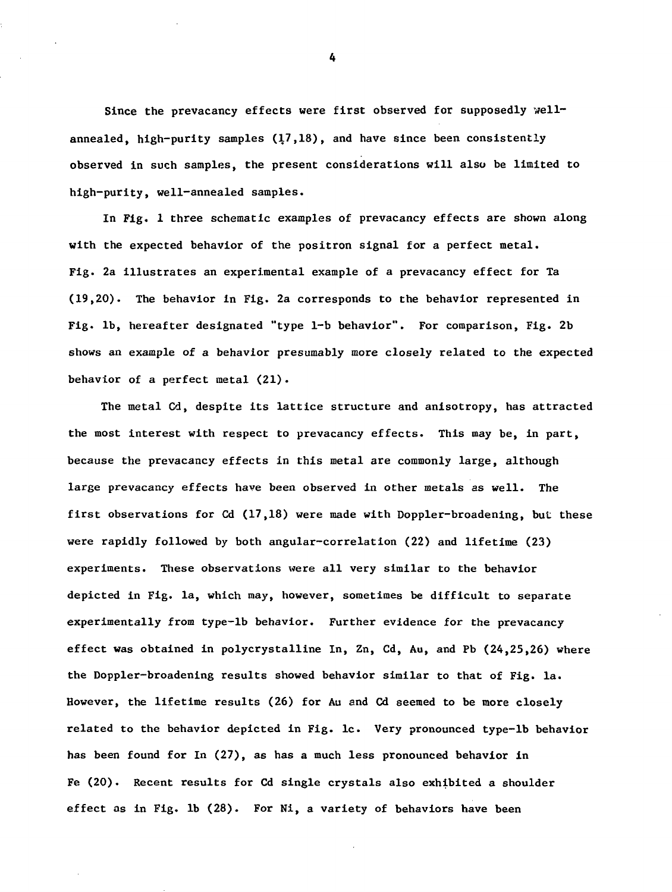Since the prevacancy effects were first observed for supposedly well-annealed, high-purity samples (17,18), and have since been consistently observed in such samples, the present considerations will also be limited to high-purity, well-annealed samples.

In Fig. 1 three schematic examples of prevacancy effects are shown along with the expected behavior of the positron signal for a perfect metal. Fig. 2a illustrates an experimental example of a prevacancy effect for Ta (19,20). The behavior in Fig. 2a corresponds to the behavior represented in Fig. 1b, hereafter designated "type 1-b behavior". For comparison, Fig. 2b shows an example of a behavior presumably more closely related to the expected behavior of a perfect metal (21).

The metal Cd, despite its lattice structure and anisotropy, has attracted the most interest with respect to prevacancy effects. This may be, in part, because the prevacancy effects in this metal are commonly large, although large prevacancy effects have been observed in other metals as well. The first observations for Cd (17,18) were made with Doppler-broadening, but these were rapidly followed by both angular-correlation (22) and lifetime (23) experiments. These observations were all very similar to the behavior depicted in Fig. 1a, which may, however, sometimes be difficult to separate experimentally from type-1b behavior. Further evidence for the prevacancy effect was obtained in polycrystalline In, Zn, Cd, Au, and Pb (24,25,26) where the Doppler-broadening results showed behavior similar to that of Fig. 1a. However, the lifetime results (26) for Au and Cd seemed to be more closely related to the behavior depicted in Fig. 1c. Very pronounced type-1b behavior has been found for In (27), as has a much less pronounced behavior in Fe (20). Recent results for Cd single crystals also exhibited a shoulder effect as in Fig. 1b (28). For Ni, a variety of behaviors have been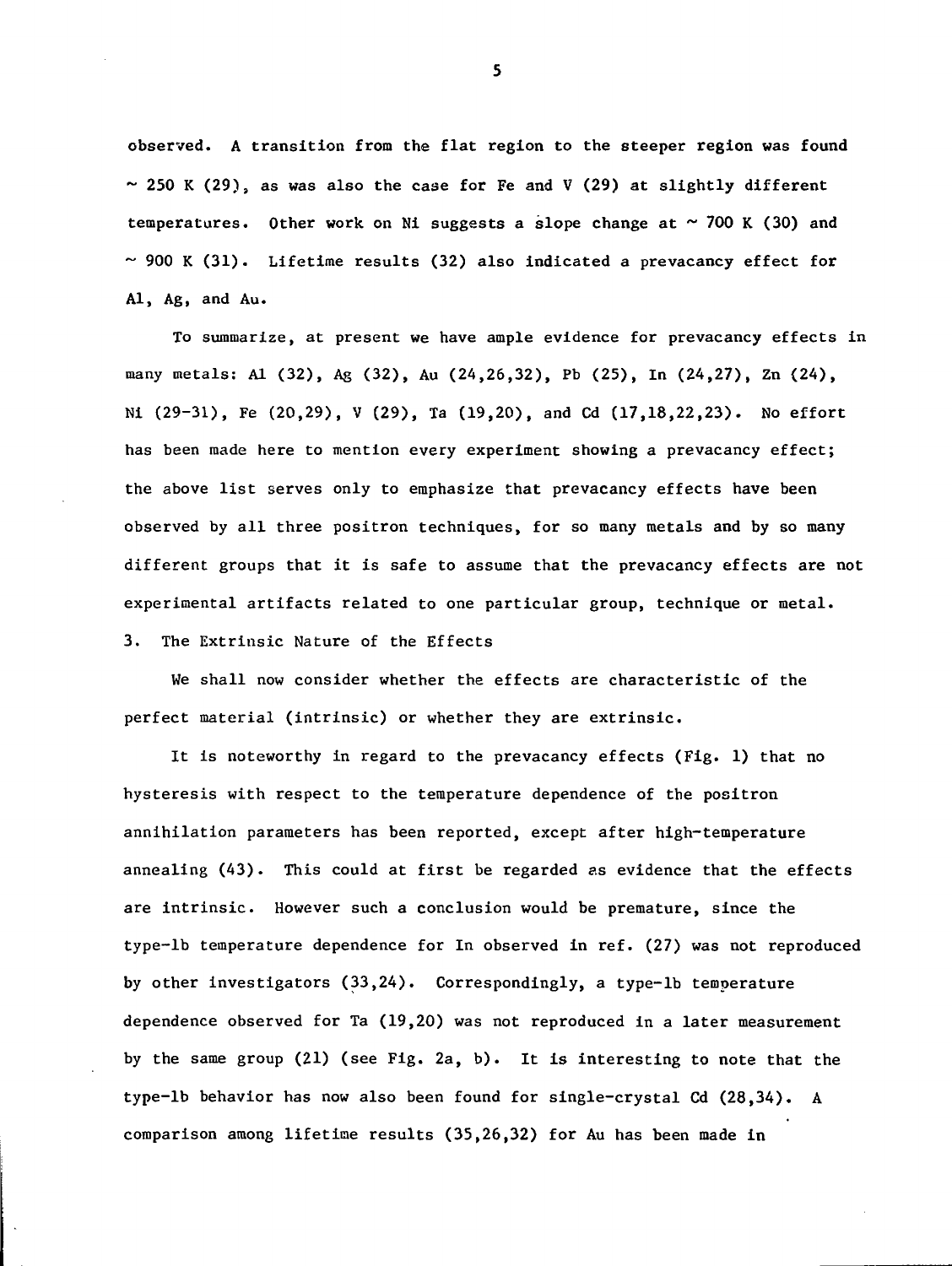observed. A transition from the flat region to the steeper region was found ~ 250 K (29), as was also the case for Fe and V (29) at slightly different temperatures. Other work on Ni suggests a slope change at ~ 700 K (30) and ~ 900 K (31). Lifetime results (32) also indicated a prevacancy effect for Al, Ag, and Au.

To summarize, at present we have ample evidence for prevacancy effects in many metals: Al (32), Ag (32), Au (24,26,32), Pb (25), In (24,27), Zn (24), Ni (29-31), Fe (20,29), V (29), Ta (19,20), and Cd (17,18,22,23). No effort has been made here to mention every experiment showing a prevacancy effect; the above list serves only to emphasize that prevacancy effects have been observed by all three positron techniques, for so many metals and by so many different groups that it is safe to assume that the prevacancy effects are not experimental artifacts related to one particular group, technique or metal.

## 3. The Extrinsic Nature of the Effects

We shall now consider whether the effects are characteristic of the perfect material (intrinsic) or whether they are extrinsic.

It is noteworthy in regard to the prevacancy effects (Fig. 1) that no hysteresis with respect to the temperature dependence of the positron annihilation parameters has been reported, except after high-temperature annealing (43). This could at first be regarded as evidence that the effects are intrinsic. However such a conclusion would be premature, since the type-1b temperature dependence for In observed in ref. (27) was not reproduced by other investigators (33,24). Correspondingly, a type-1b temperature dependence observed for Ta (19,20) was not reproduced in a later measurement by the same group (21) (see Fig. 2a, b). It is interesting to note that the type-1b behavior has now also been found for single-crystal Cd (28,34). A comparison among lifetime results (35,26,32) for Au has been made in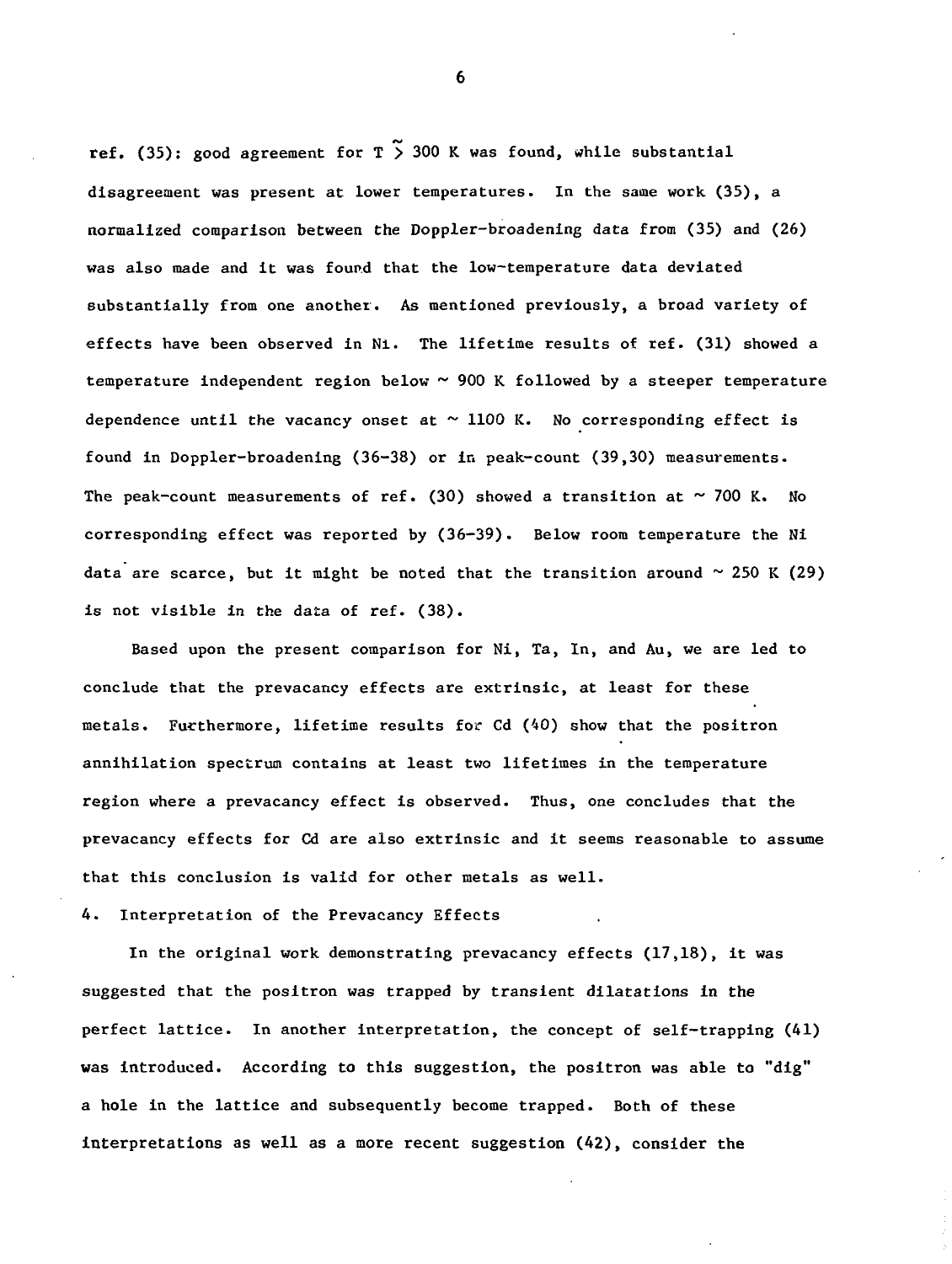ref. (35): good agreement for $T \gtrsim 300$ K was found, while substantial disagreement was present at lower temperatures. In the same work (35), a normalized comparison between the Doppler-broadening data from (35) and (26) was also made and it was found that the low-temperature data deviated substantially from one another. As mentioned previously, a broad variety of effects have been observed in Ni. The lifetime results of ref. (31) showed a temperature independent region below ~ 900 K followed by a steeper temperature dependence until the vacancy onset at ~ 1100 K. No corresponding effect is found in Doppler-broadening (36-38) or in peak-count (39,30) measurements. The peak-count measurements of ref. (30) showed a transition at ~ 700 K. No corresponding effect was reported by (36-39). Below room temperature the Ni data are scarce, but it might be noted that the transition around ~ 250 K (29) is not visible in the data of ref. (38).

Based upon the present comparison for Ni, Ta, In, and Au, we are led to conclude that the prevacancy effects are extrinsic, at least for these metals. Furthermore, lifetime results for Cd (40) show that the positron annihilation spectrum contains at least two lifetimes in the temperature region where a prevacancy effect is observed. Thus, one concludes that the prevacancy effects for Cd are also extrinsic and it seems reasonable to assume that this conclusion is valid for other metals as well.

## 4. Interpretation of the Prevacancy Effects

In the original work demonstrating prevacancy effects (17,18), it was suggested that the positron was trapped by transient dilatations in the perfect lattice. In another interpretation, the concept of self-trapping (41) was introduced. According to this suggestion, the positron was able to "dig" a hole in the lattice and subsequently become trapped. Both of these interpretations as well as a more recent suggestion (42), consider the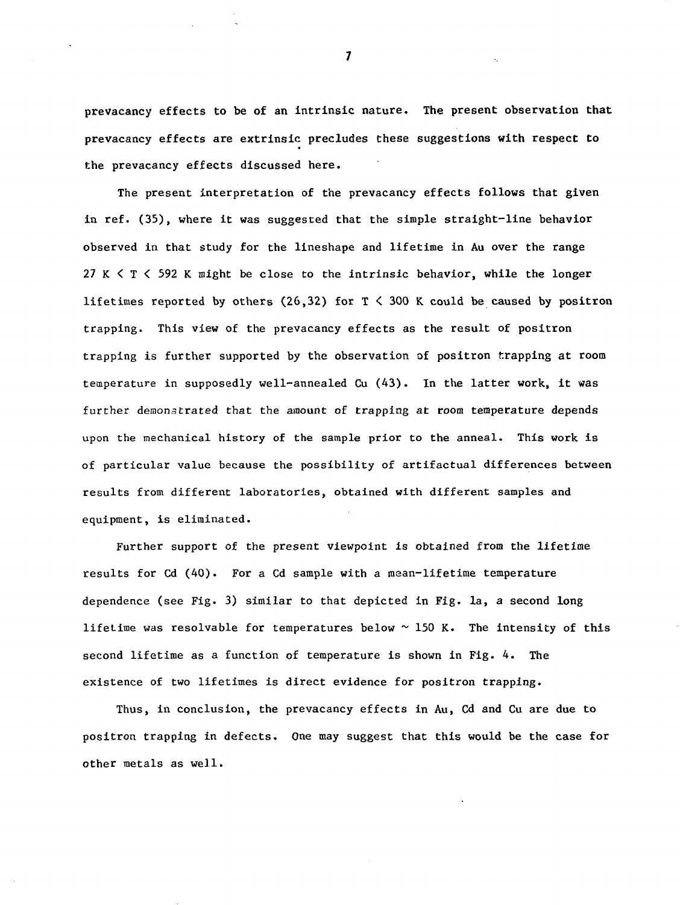prevacancy effects to be of an intrinsic nature. The present observation that prevacancy effects are extrinsic precludes these suggestions with respect to the prevacancy effects discussed here.

The present interpretation of the prevacancy effects follows that given in ref. (35), where it was suggested that the simple straight-line behavior observed in that study for the lineshape and lifetime in Au over the range $27\ K < T < 592\ K$ might be close to the intrinsic behavior, while the longer lifetimes reported by others (26,32) for $T < 300\ K$ could be caused by positron trapping. This view of the prevacancy effects as the result of positron trapping is further supported by the observation of positron trapping at room temperature in supposedly well-annealed Cu (43). In the latter work, it was further demonstrated that the amount of trapping at room temperature depends upon the mechanical history of the sample prior to the anneal. This work is of particular value because the possibility of artifactual differences between results from different laboratories, obtained with different samples and equipment, is eliminated.

Further support of the present viewpoint is obtained from the lifetime results for Cd (40). For a Cd sample with a mean-lifetime temperature dependence (see Fig. 3) similar to that depicted in Fig. 1a, a second long lifetime was resolvable for temperatures below $\sim 150\ K$. The intensity of this second lifetime as a function of temperature is shown in Fig. 4. The existence of two lifetimes is direct evidence for positron trapping.

Thus, in conclusion, the prevacancy effects in Au, Cd and Cu are due to positron trapping in defects. One may suggest that this would be the case for other metals as well.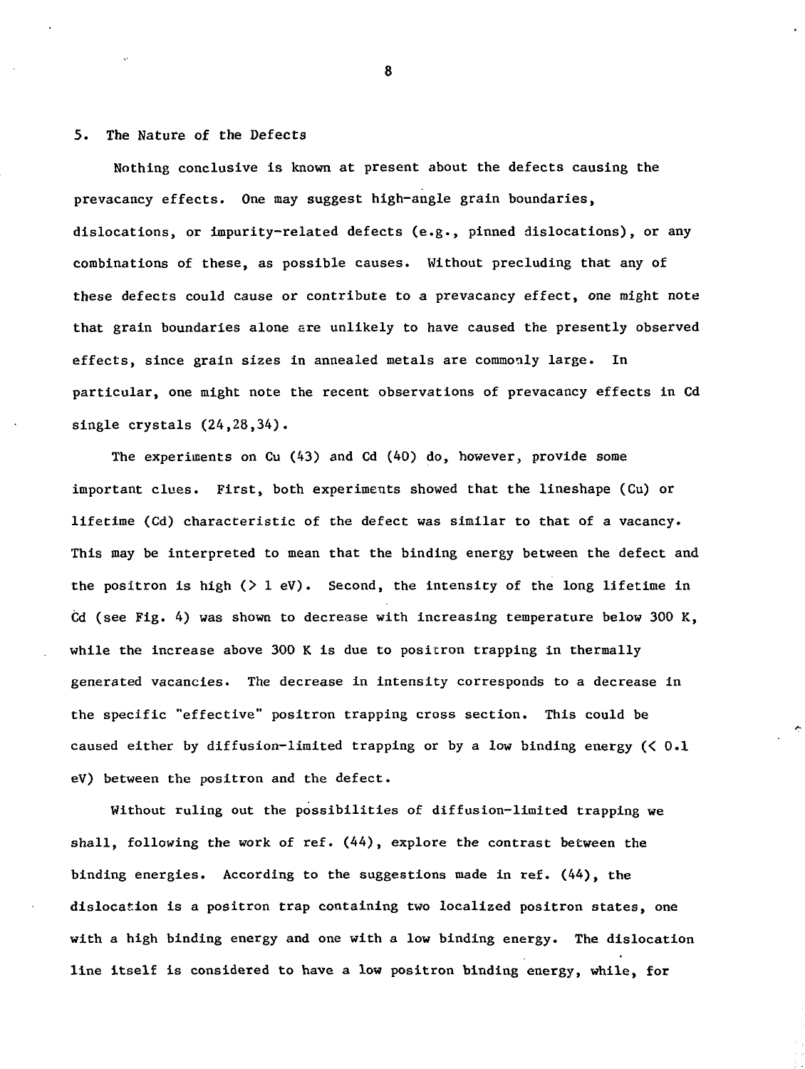## 5. The Nature of the Defects

Nothing conclusive is known at present about the defects causing the prevacancy effects. One may suggest high-angle grain boundaries, dislocations, or impurity-related defects (e.g., pinned dislocations), or any combinations of these, as possible causes. Without precluding that any of these defects could cause or contribute to a prevacancy effect, one might note that grain boundaries alone are unlikely to have caused the presently observed effects, since grain sizes in annealed metals are commonly large. In particular, one might note the recent observations of prevacancy effects in Cd single crystals (24,28,34).

The experiments on Cu (43) and Cd (40) do, however, provide some important clues. First, both experiments showed that the lineshape (Cu) or lifetime (Cd) characteristic of the defect was similar to that of a vacancy. This may be interpreted to mean that the binding energy between the defect and the positron is high (> 1 eV). Second, the intensity of the long lifetime in Cd (see Fig. 4) was shown to decrease with increasing temperature below 300 K, while the increase above 300 K is due to positron trapping in thermally generated vacancies. The decrease in intensity corresponds to a decrease in the specific "effective" positron trapping cross section. This could be caused either by diffusion-limited trapping or by a low binding energy (< 0.1 eV) between the positron and the defect.

Without ruling out the possibilities of diffusion-limited trapping we shall, following the work of ref. (44), explore the contrast between the binding energies. According to the suggestions made in ref. (44), the dislocation is a positron trap containing two localized positron states, one with a high binding energy and one with a low binding energy. The dislocation line itself is considered to have a low positron binding energy, while, for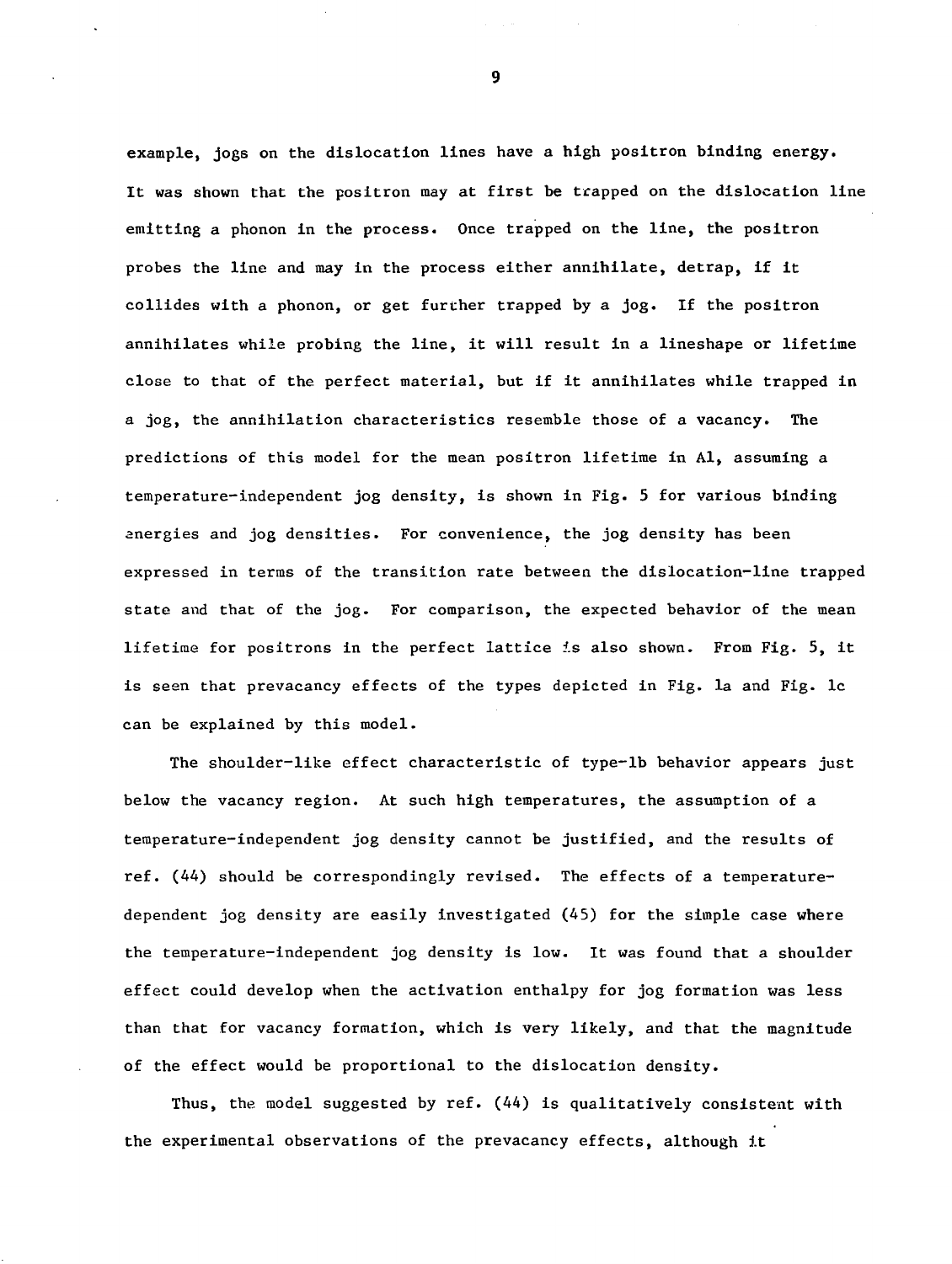example, jogs on the dislocation lines have a high positron binding energy. It was shown that the positron may at first be trapped on the dislocation line emitting a phonon in the process. Once trapped on the line, the positron probes the line and may in the process either annihilate, detrap, if it collides with a phonon, or get further trapped by a jog. If the positron annihilates while probing the line, it will result in a lineshape or lifetime close to that of the perfect material, but if it annihilates while trapped in a jog, the annihilation characteristics resemble those of a vacancy. The predictions of this model for the mean positron lifetime in Al, assuming a temperature-independent jog density, is shown in Fig. 5 for various binding energies and jog densities. For convenience, the jog density has been expressed in terms of the transition rate between the dislocation-line trapped state and that of the jog. For comparison, the expected behavior of the mean lifetime for positrons in the perfect lattice is also shown. From Fig. 5, it is seen that prevacancy effects of the types depicted in Fig. 1a and Fig. 1c can be explained by this model.

The shoulder-like effect characteristic of type-1b behavior appears just below the vacancy region. At such high temperatures, the assumption of a temperature-independent jog density cannot be justified, and the results of ref. (44) should be correspondingly revised. The effects of a temperature-dependent jog density are easily investigated (45) for the simple case where the temperature-independent jog density is low. It was found that a shoulder effect could develop when the activation enthalpy for jog formation was less than that for vacancy formation, which is very likely, and that the magnitude of the effect would be proportional to the dislocation density.

Thus, the model suggested by ref. (44) is qualitatively consistent with the experimental observations of the prevacancy effects, although it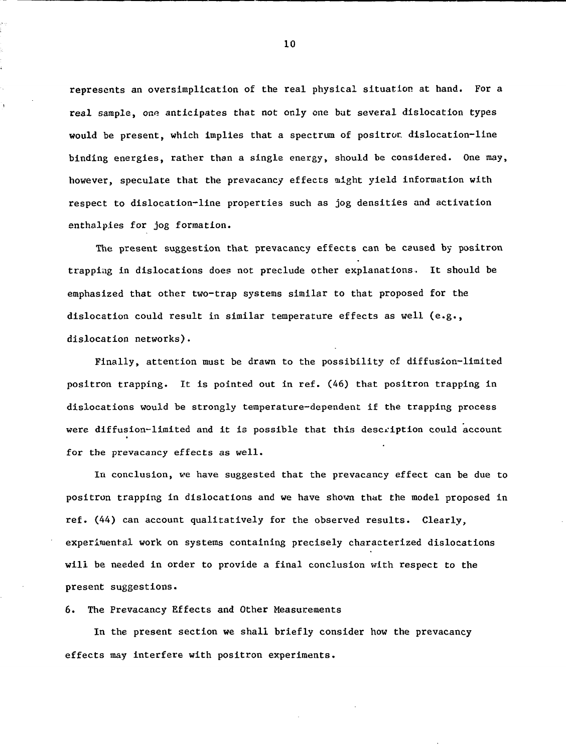represents an oversimplification of the real physical situation at hand. For a real sample, one anticipates that not only one but several dislocation types would be present, which implies that a spectrum of positron dislocation-line binding energies, rather than a single energy, should be considered. One may, however, speculate that the prevacancy effects might yield information with respect to dislocation-line properties such as jog densities and activation enthalpies for jog formation.

The present suggestion that prevacancy effects can be caused by positron trapping in dislocations does not preclude other explanations. It should be emphasized that other two-trap systems similar to that proposed for the dislocation could result in similar temperature effects as well (e.g., dislocation networks).

Finally, attention must be drawn to the possibility of diffusion-limited positron trapping. It is pointed out in ref. (46) that positron trapping in dislocations would be strongly temperature-dependent if the trapping process were diffusion-limited and it is possible that this description could account for the prevacancy effects as well.

In conclusion, we have suggested that the prevacancy effect can be due to positron trapping in dislocations and we have shown that the model proposed in ref. (44) can account qualitatively for the observed results. Clearly, experimental work on systems containing precisely characterized dislocations will be needed in order to provide a final conclusion with respect to the present suggestions.

## 6. The Prevacancy Effects and Other Measurements

In the present section we shall briefly consider how the prevacancy effects may interfere with positron experiments.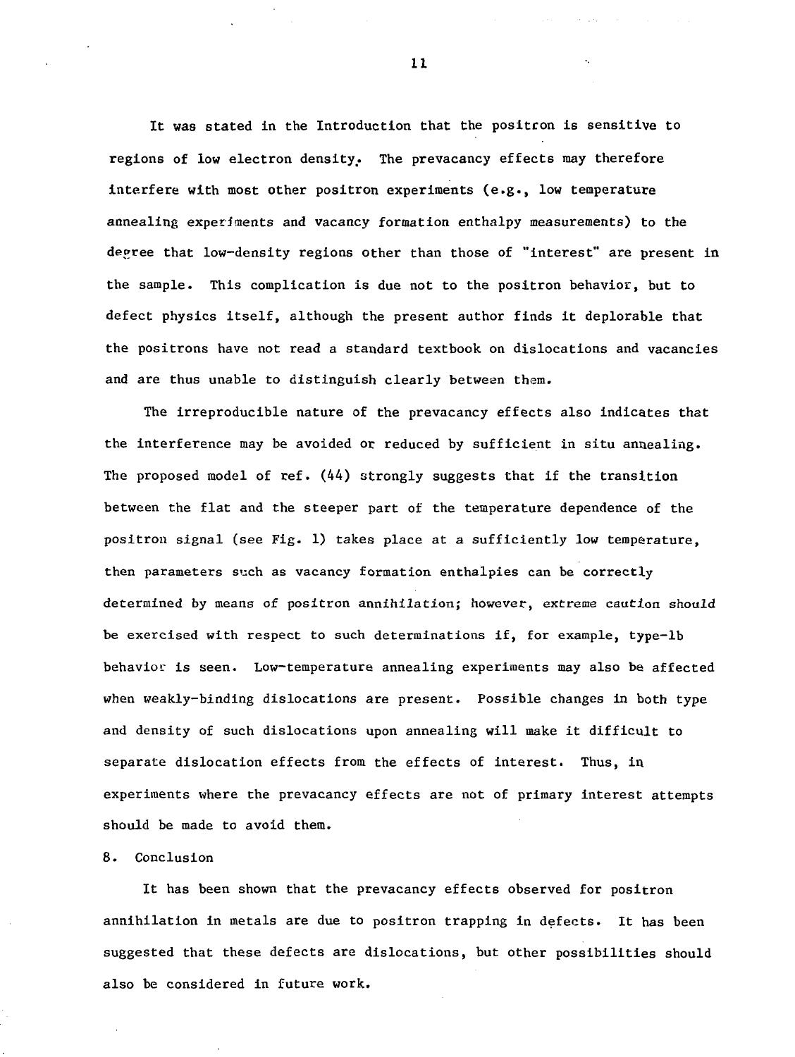It was stated in the Introduction that the positron is sensitive to regions of low electron density. The prevacancy effects may therefore interfere with most other positron experiments (e.g., low temperature annealing experiments and vacancy formation enthalpy measurements) to the degree that low-density regions other than those of "interest" are present in the sample. This complication is due not to the positron behavior, but to defect physics itself, although the present author finds it deplorable that the positrons have not read a standard textbook on dislocations and vacancies and are thus unable to distinguish clearly between them.

The irreproducible nature of the prevacancy effects also indicates that the interference may be avoided or reduced by sufficient in situ annealing. The proposed model of ref. (44) strongly suggests that if the transition between the flat and the steeper part of the temperature dependence of the positron signal (see Fig. 1) takes place at a sufficiently low temperature, then parameters such as vacancy formation enthalpies can be correctly determined by means of positron annihilation; however, *extreme caution should* be exercised with respect to such determinations if, for example, type-1b behavior is seen. Low-temperature annealing experiments may also be affected when weakly-binding dislocations are present. Possible changes in both type and density of such dislocations upon annealing will make it difficult to separate dislocation effects from the effects of interest. Thus, in experiments where the prevacancy effects are not of primary interest attempts should be made to avoid them.

## 8. Conclusion

It has been shown that the prevacancy effects observed for positron annihilation in metals are due to positron trapping in defects. It has been suggested that these defects are dislocations, but other possibilities should also be considered in future work.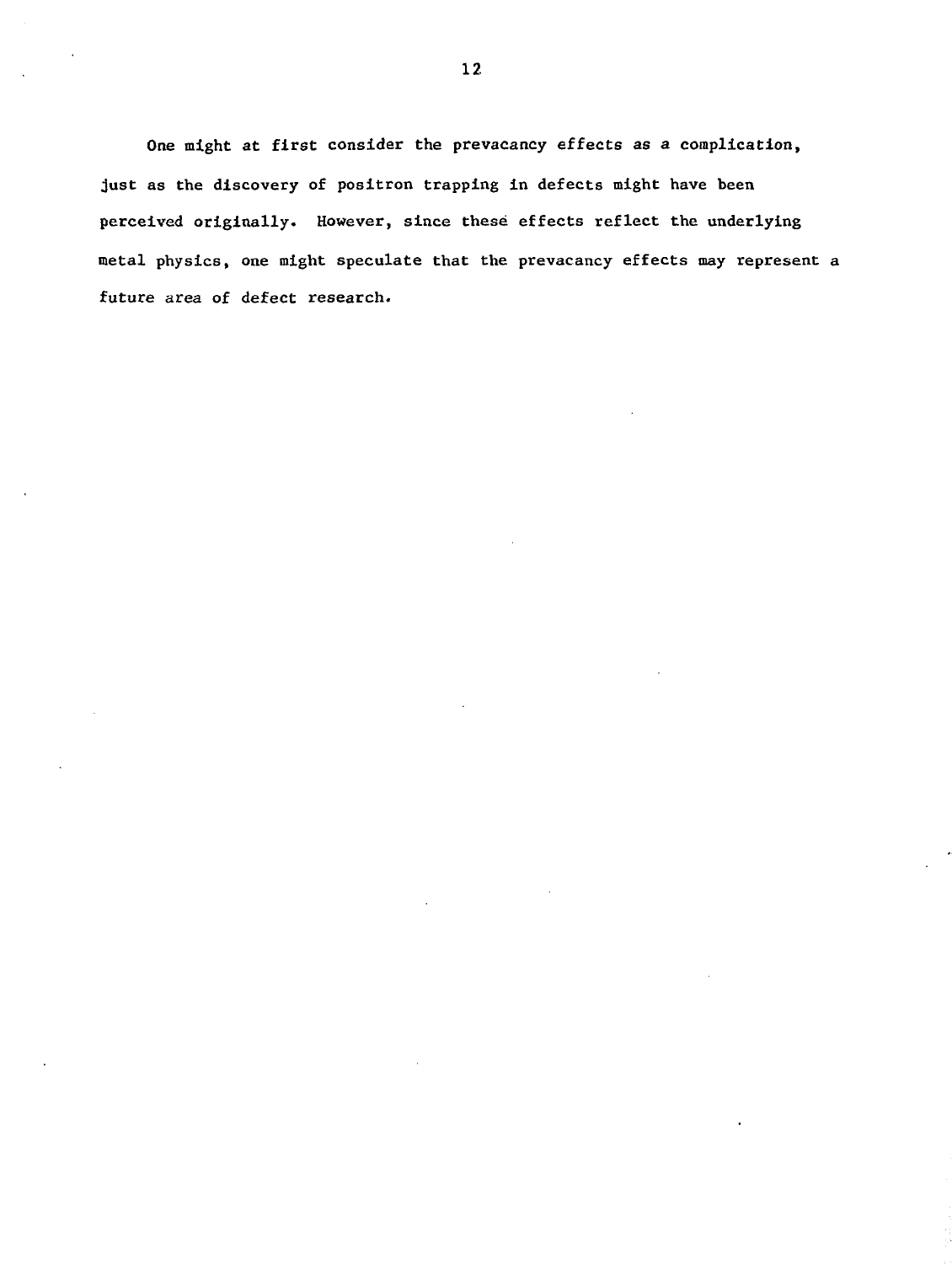One might at first consider the prevacancy effects as a complication, just as the discovery of positron trapping in defects might have been perceived originally. However, since these effects reflect the underlying metal physics, one might speculate that the prevacancy effects may represent a future area of defect research.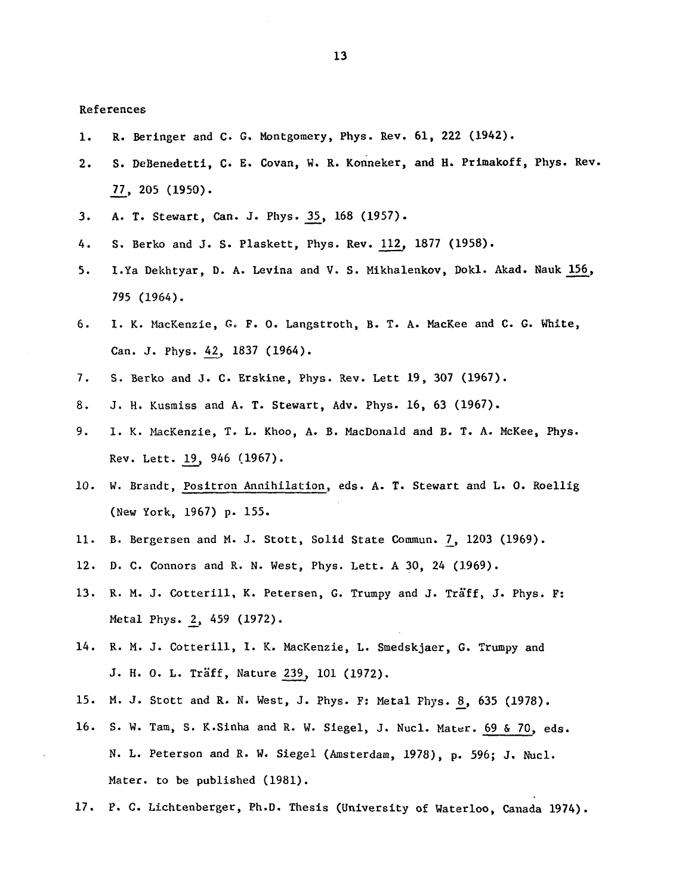References

1. R. Beringer and C. G. Montgomery, Phys. Rev. 61, 222 (1942).
2. S. DeBenedetti, C. E. Covan, W. R. Konneker, and H. Primakoff, Phys. Rev. 77, 205 (1950).
3. A. T. Stewart, Can. J. Phys. 35, 168 (1957).
4. S. Berko and J. S. Plaskett, Phys. Rev. 112, 1877 (1958).
5. I.Ya Dekhtyar, D. A. Levina and V. S. Mikhalenkov, Dokl. Akad. Nauk 156, 795 (1964).
6. I. K. MacKenzie, G. F. O. Langstroth, B. T. A. MacKee and C. G. White, Can. J. Phys. 42, 1837 (1964).
7. S. Berko and J. C. Erskine, Phys. Rev. Lett 19, 307 (1967).
8. J. H. Kusmiss and A. T. Stewart, Adv. Phys. 16, 63 (1967).
9. I. K. MacKenzie, T. L. Khoo, A. B. MacDonald and B. T. A. McKee, Phys. Rev. Lett. 19, 946 (1967).
10. W. Brandt, Positron Annihilation, eds. A. T. Stewart and L. O. Roellig (New York, 1967) p. 155.
11. B. Bergersen and M. J. Stott, Solid State Commun. 7, 1203 (1969).
12. D. C. Connors and R. N. West, Phys. Lett. A 30, 24 (1969).
13. R. M. J. Cotterill, K. Petersen, G. Trumpy and J. Träff, J. Phys. F: Metal Phys. 2, 459 (1972).
14. R. M. J. Cotterill, I. K. MacKenzie, L. Smedskjaer, G. Trumpy and J. H. O. L. Träff, Nature 239, 101 (1972).
15. M. J. Stott and R. N. West, J. Phys. F: Metal Phys. 8, 635 (1978).
16. S. W. Tam, S. K.Sinha and R. W. Siegel, J. Nucl. Mater. 69 & 70, eds. N. L. Peterson and R. W. Siegel (Amsterdam, 1978), p. 596; J. Nucl. Mater. to be published (1981).
17. P. C. Lichtenberger, Ph.D. Thesis (University of Waterloo, Canada 1974).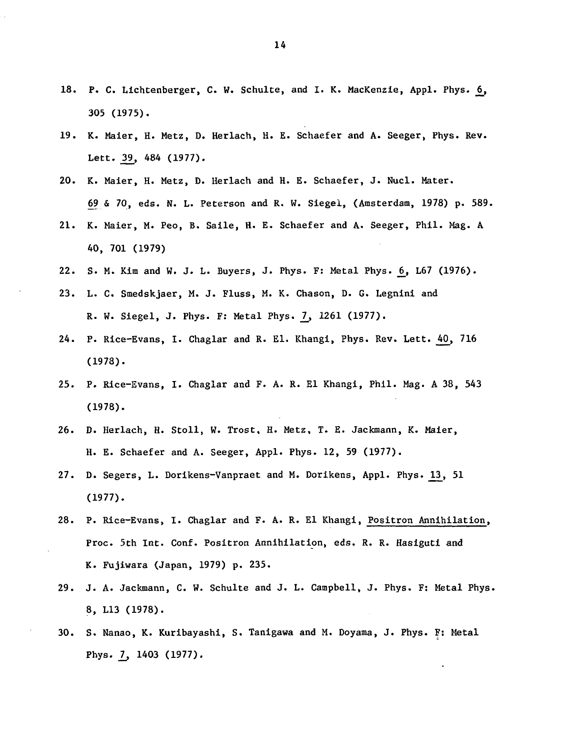18. P. C. Lichtenberger, C. W. Schulte, and I. K. MacKenzie, Appl. Phys. 6, 305 (1975).

19. K. Maier, H. Metz, D. Herlach, H. E. Schaefer and A. Seeger, Phys. Rev. Lett. 39, 484 (1977).

20. K. Maier, H. Metz, D. Herlach and H. E. Schaefer, J. Nucl. Mater. 69 & 70, eds. N. L. Peterson and R. W. Siegel, (Amsterdam, 1978) p. 589.

21. K. Maier, M. Peo, B. Saile, H. E. Schaefer and A. Seeger, Phil. Mag. A 40, 701 (1979)

22. S. M. Kim and W. J. L. Buyers, J. Phys. F: Metal Phys. 6, L67 (1976).

23. L. C. Smedskjaer, M. J. Fluss, M. K. Chason, D. G. Legnini and R. W. Siegel, J. Phys. F: Metal Phys. 7, 1261 (1977).

24. P. Rice-Evans, I. Chaglar and R. El. Khangi, Phys. Rev. Lett. 40, 716 (1978).

25. P. Rice-Evans, I. Chaglar and F. A. R. El Khangi, Phil. Mag. A 38, 543 (1978).

26. D. Herlach, H. Stoll, W. Trost, H. Metz, T. E. Jackmann, K. Maier, H. E. Schaefer and A. Seeger, Appl. Phys. 12, 59 (1977).

27. D. Segers, L. Dorikens-Vanpraet and M. Dorikens, Appl. Phys. 13, 51 (1977).

28. P. Rice-Evans, I. Chaglar and F. A. R. El Khangi, Positron Annihilation, Proc. 5th Int. Conf. Positron Annihilation, eds. R. R. Hasiguti and K. Fujiwara (Japan, 1979) p. 235.

29. J. A. Jackmann, C. W. Schulte and J. L. Campbell, J. Phys. F: Metal Phys. 8, L13 (1978).

30. S. Nanao, K. Kuribayashi, S. Tanigawa and M. Doyama, J. Phys. F: Metal Phys. 7, 1403 (1977).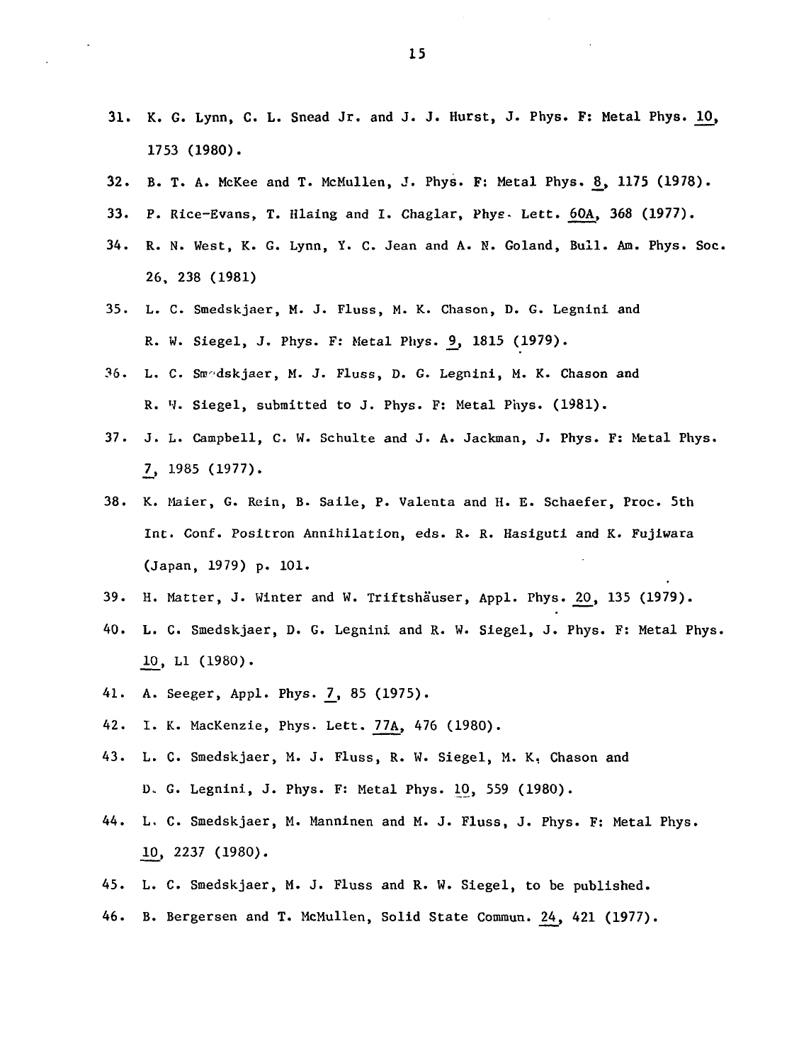31. K. G. Lynn, C. L. Snead Jr. and J. J. Hurst, J. Phys. F: Metal Phys. 10, 1753 (1980).

32. B. T. A. McKee and T. McMullen, J. Phys. F: Metal Phys. 8, 1175 (1978).

33. P. Rice-Evans, T. Hlaing and I. Chaglar, Phys. Lett. 60A, 368 (1977).

34. R. N. West, K. G. Lynn, Y. C. Jean and A. N. Goland, Bull. Am. Phys. Soc. 26, 238 (1981)

35. L. C. Smedskjaer, M. J. Fluss, M. K. Chason, D. G. Legnini and R. W. Siegel, J. Phys. F: Metal Phys. 9, 1815 (1979).

36. L. C. Smedskjaer, M. J. Fluss, D. G. Legnini, M. K. Chason and R. W. Siegel, submitted to J. Phys. F: Metal Phys. (1981).

37. J. L. Campbell, C. W. Schulte and J. A. Jackman, J. Phys. F: Metal Phys. 7, 1985 (1977).

38. K. Maier, G. Rein, B. Saile, P. Valenta and H. E. Schaefer, Proc. 5th Int. Conf. Positron Annihilation, eds. R. R. Hasiguti and K. Fujiwara (Japan, 1979) p. 101.

39. H. Matter, J. Winter and W. Triftshäuser, Appl. Phys. 20, 135 (1979).

40. L. C. Smedskjaer, D. G. Legnini and R. W. Siegel, J. Phys. F: Metal Phys. 10, L1 (1980).

41. A. Seeger, Appl. Phys. 7, 85 (1975).

42. I. K. MacKenzie, Phys. Lett. 77A, 476 (1980).

43. L. C. Smedskjaer, M. J. Fluss, R. W. Siegel, M. K. Chason and D. G. Legnini, J. Phys. F: Metal Phys. 10, 559 (1980).

44. L. C. Smedskjaer, M. Manninen and M. J. Fluss, J. Phys. F: Metal Phys. 10, 2237 (1980).

45. L. C. Smedskjaer, M. J. Fluss and R. W. Siegel, to be published.

46. B. Bergersen and T. McMullen, Solid State Commun. 24, 421 (1977).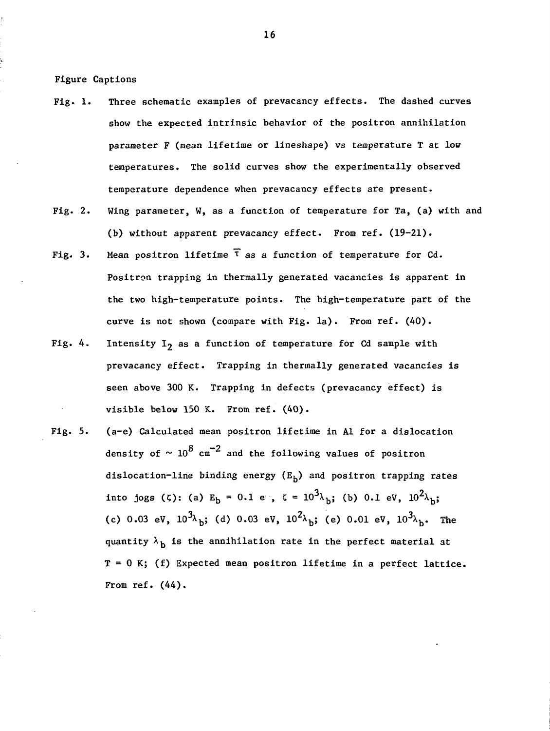Figure Captions

Fig. 1. Three schematic examples of prevacancy effects. The dashed curves show the expected intrinsic behavior of the positron annihilation parameter F (mean lifetime or lineshape) vs temperature T at low temperatures. The solid curves show the experimentally observed temperature dependence when prevacancy effects are present.

Fig. 2. Wing parameter, W, as a function of temperature for Ta, (a) with and (b) without apparent prevacancy effect. From ref. (19-21).

Fig. 3. Mean positron lifetime $\bar{\tau}$ as a function of temperature for Cd. Positron trapping in thermally generated vacancies is apparent in the two high-temperature points. The high-temperature part of the curve is not shown (compare with Fig. 1a). From ref. (40).

Fig. 4. Intensity $I_2$ as a function of temperature for Cd sample with prevacancy effect. Trapping in thermally generated vacancies is seen above 300 K. Trapping in defects (prevacancy effect) is visible below 150 K. From ref. (40).

Fig. 5. (a-e) Calculated mean positron lifetime in Al for a dislocation density of $\sim 10^8$ $cm^{-2}$ and the following values of positron dislocation-line binding energy ($E_b$) and positron trapping rates into jogs ($\zeta$): (a) $E_b$ = 0.1 eV, $\zeta = 10^3\lambda_b$; (b) 0.1 eV, $10^2\lambda_b$; (c) 0.03 eV, $10^3\lambda_b$; (d) 0.03 eV, $10^2\lambda_b$; (e) 0.01 eV, $10^3\lambda_b$. The quantity $\lambda_b$ is the annihilation rate in the perfect material at T = 0 K; (f) Expected mean positron lifetime in a perfect lattice. From ref. (44).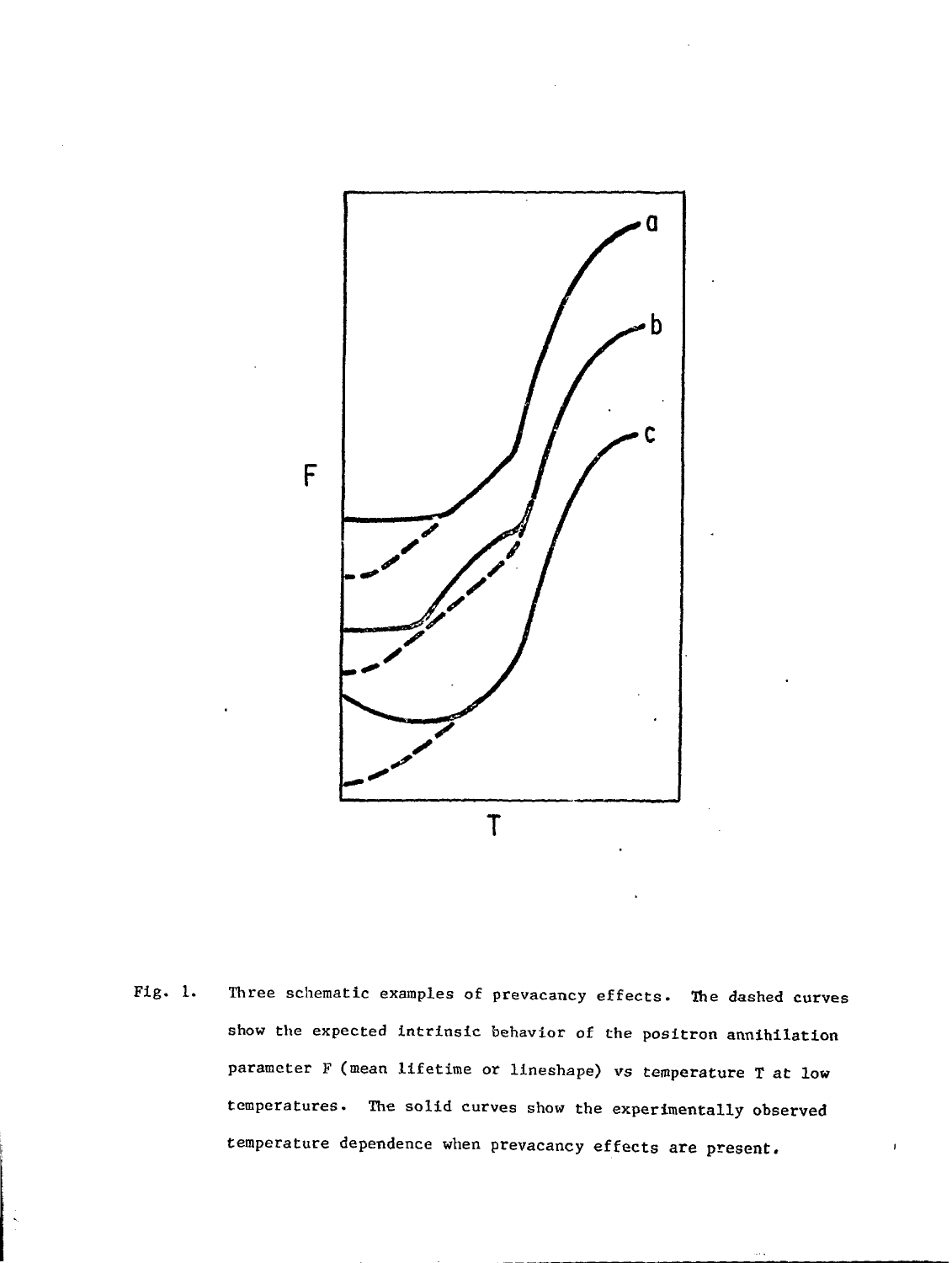Fig. 1. Three schematic examples of prevacancy effects. The dashed curves show the expected intrinsic behavior of the positron annihilation parameter F (mean lifetime or lineshape) vs temperature T at low temperatures. The solid curves show the experimentally observed temperature dependence when prevacancy effects are present.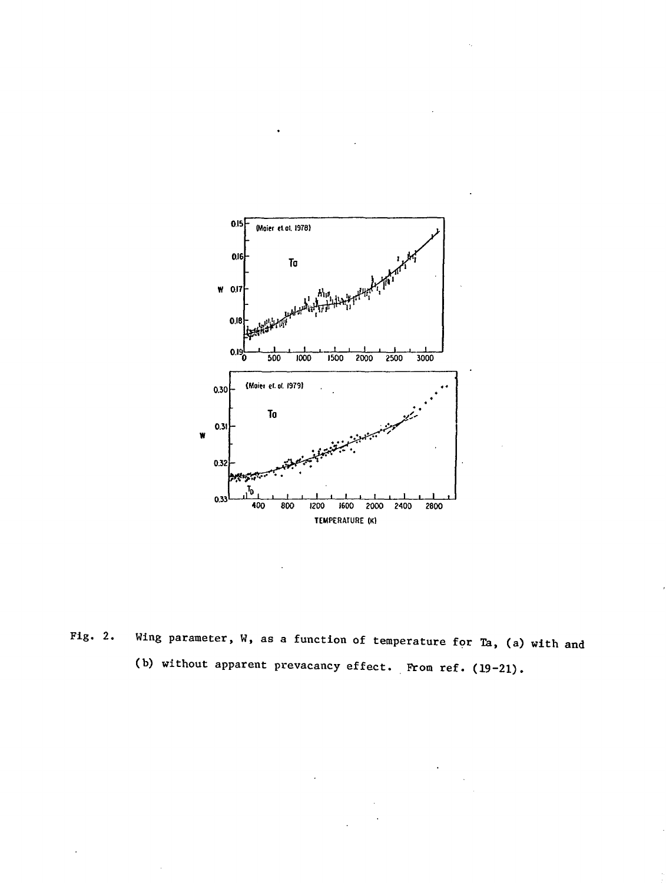Fig. 2. Wing parameter, W, as a function of temperature for Ta, (a) with and (b) without apparent prevacancy effect. From ref. (19-21).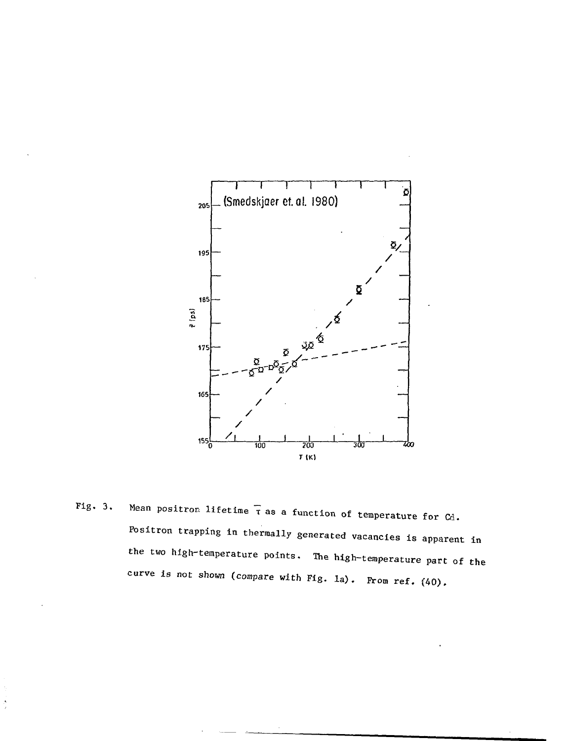Fig. 3. Mean positron lifetime $\overline{\tau}$ as a function of temperature for Cd. Positron trapping in thermally generated vacancies is apparent in the two high-temperature points. The high-temperature part of the curve is not shown (compare with Fig. 1a). From ref. (40).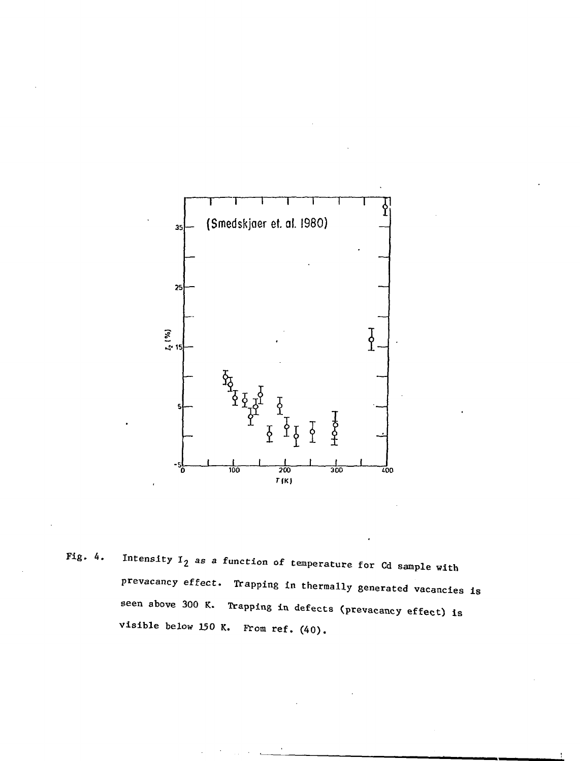Fig. 4. Intensity $I_2$ as a function of temperature for Cd sample with prevacancy effect. Trapping in thermally generated vacancies is seen above 300 K. Trapping in defects (prevacancy effect) is visible below 150 K. From ref. (40).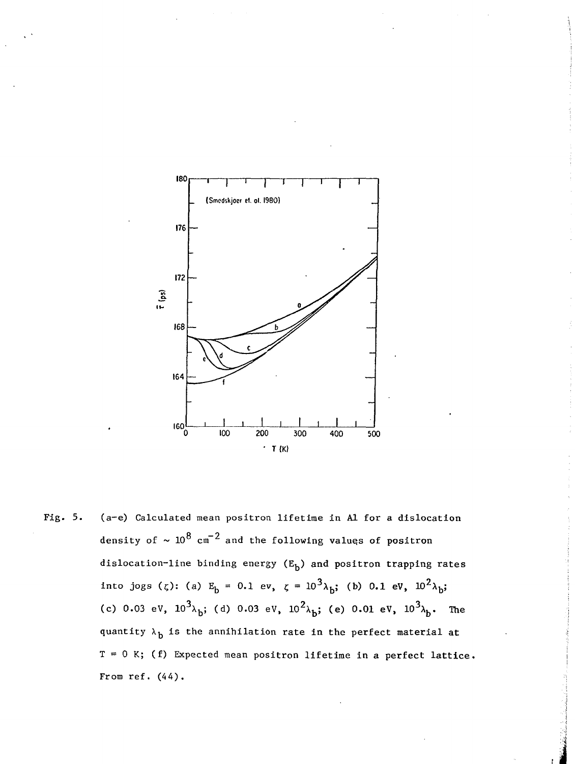180

(Smedskjaer et. al. 1980)

176

172

$\bar{\tau}$ (ps)

168

164

160

0 100 200 300 400 500

T (K)

a b c d e f

Fig. 5. (a–e) Calculated mean positron lifetime in Al for a dislocation density of $\sim 10^8$ cm$^{-2}$ and the following values of positron dislocation-line binding energy ($E_b$) and positron trapping rates into jogs ($\zeta$): (a) $E_b$ = 0.1 ev, $\zeta = 10^3\lambda_b$; (b) 0.1 eV, $10^2\lambda_b$; (c) 0.03 eV, $10^3\lambda_b$; (d) 0.03 eV, $10^2\lambda_b$; (e) 0.01 eV, $10^3\lambda_b$. The quantity $\lambda_b$ is the annihilation rate in the perfect material at T = 0 K; (f) Expected mean positron lifetime in a perfect lattice. From ref. (44).